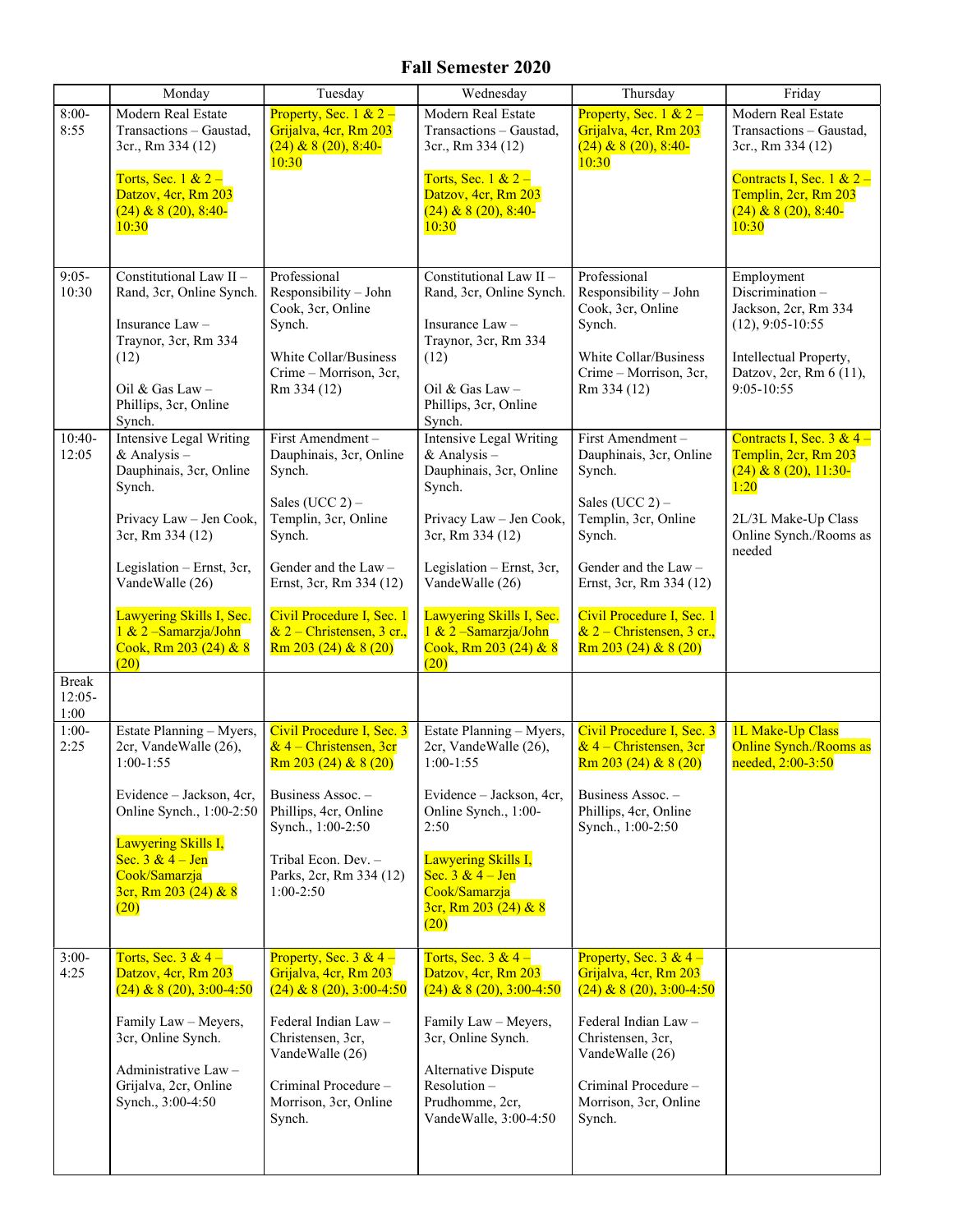# Fall Semester 2020

| | Monday | Tuesday | Wednesday | Thursday | Friday |
|---|---|---|---|---|---|
| 8:00-8:55 | Modern Real Estate Transactions – Gaustad, 3cr., Rm 334 (12)<br><br>Torts, Sec. 1 & 2 – Datzov, 4cr, Rm 203 (24) & 8 (20), 8:40-10:30 | Property, Sec. 1 & 2 – Grijalva, 4cr, Rm 203 (24) & 8 (20), 8:40-10:30 | Modern Real Estate Transactions – Gaustad, 3cr., Rm 334 (12)<br><br>Torts, Sec. 1 & 2 – Datzov, 4cr, Rm 203 (24) & 8 (20), 8:40-10:30 | Property, Sec. 1 & 2 – Grijalva, 4cr, Rm 203 (24) & 8 (20), 8:40-10:30 | Modern Real Estate Transactions – Gaustad, 3cr., Rm 334 (12)<br><br>Contracts I, Sec. 1 & 2 – Templin, 2cr, Rm 203 (24) & 8 (20), 8:40-10:30 |
| 9:05-10:30 | Constitutional Law II – Rand, 3cr, Online Synch.<br><br>Insurance Law – Traynor, 3cr, Rm 334 (12)<br><br>Oil & Gas Law – Phillips, 3cr, Online Synch. | Professional Responsibility – John Cook, 3cr, Online Synch.<br><br>White Collar/Business Crime – Morrison, 3cr, Rm 334 (12) | Constitutional Law II – Rand, 3cr, Online Synch.<br><br>Insurance Law – Traynor, 3cr, Rm 334 (12)<br><br>Oil & Gas Law – Phillips, 3cr, Online Synch. | Professional Responsibility – John Cook, 3cr, Online Synch.<br><br>White Collar/Business Crime – Morrison, 3cr, Rm 334 (12) | Employment Discrimination – Jackson, 2cr, Rm 334 (12), 9:05-10:55<br><br>Intellectual Property, Datzov, 2cr, Rm 6 (11), 9:05-10:55 |
| 10:40-12:05 | Intensive Legal Writing & Analysis – Dauphinais, 3cr, Online Synch.<br><br>Privacy Law – Jen Cook, 3cr, Rm 334 (12)<br><br>Legislation – Ernst, 3cr, VandeWalle (26)<br><br>Lawyering Skills I, Sec. 1 & 2 –Samarzja/John Cook, Rm 203 (24) & 8 (20) | First Amendment – Dauphinais, 3cr, Online Synch.<br><br>Sales (UCC 2) – Templin, 3cr, Online Synch.<br><br>Gender and the Law – Ernst, 3cr, Rm 334 (12)<br><br>Civil Procedure I, Sec. 1 & 2 – Christensen, 3 cr., Rm 203 (24) & 8 (20) | Intensive Legal Writing & Analysis – Dauphinais, 3cr, Online Synch.<br><br>Privacy Law – Jen Cook, 3cr, Rm 334 (12)<br><br>Legislation – Ernst, 3cr, VandeWalle (26)<br><br>Lawyering Skills I, Sec. 1 & 2 –Samarzja/John Cook, Rm 203 (24) & 8 (20) | First Amendment – Dauphinais, 3cr, Online Synch.<br><br>Sales (UCC 2) – Templin, 3cr, Online Synch.<br><br>Gender and the Law – Ernst, 3cr, Rm 334 (12)<br><br>Civil Procedure I, Sec. 1 & 2 – Christensen, 3 cr., Rm 203 (24) & 8 (20) | Contracts I, Sec. 3 & 4 – Templin, 2cr, Rm 203 (24) & 8 (20), 11:30-1:20<br><br>2L/3L Make-Up Class Online Synch./Rooms as needed |
| Break 12:05-1:00 | | | | | |
| 1:00-2:25 | Estate Planning – Myers, 2cr, VandeWalle (26), 1:00-1:55<br><br>Evidence – Jackson, 4cr, Online Synch., 1:00-2:50<br><br>Lawyering Skills I, Sec. 3 & 4 – Jen Cook/Samarzja 3cr, Rm 203 (24) & 8 (20) | Civil Procedure I, Sec. 3 & 4 – Christensen, 3cr Rm 203 (24) & 8 (20)<br><br>Business Assoc. – Phillips, 4cr, Online Synch., 1:00-2:50<br><br>Tribal Econ. Dev. – Parks, 2cr, Rm 334 (12) 1:00-2:50 | Estate Planning – Myers, 2cr, VandeWalle (26), 1:00-1:55<br><br>Evidence – Jackson, 4cr, Online Synch., 1:00-2:50<br><br>Lawyering Skills I, Sec. 3 & 4 – Jen Cook/Samarzja 3cr, Rm 203 (24) & 8 (20) | Civil Procedure I, Sec. 3 & 4 – Christensen, 3cr Rm 203 (24) & 8 (20)<br><br>Business Assoc. – Phillips, 4cr, Online Synch., 1:00-2:50 | 1L Make-Up Class Online Synch./Rooms as needed, 2:00-3:50 |
| 3:00-4:25 | Torts, Sec. 3 & 4 – Datzov, 4cr, Rm 203 (24) & 8 (20), 3:00-4:50<br><br>Family Law – Meyers, 3cr, Online Synch.<br><br>Administrative Law – Grijalva, 2cr, Online Synch., 3:00-4:50 | Property, Sec. 3 & 4 – Grijalva, 4cr, Rm 203 (24) & 8 (20), 3:00-4:50<br><br>Federal Indian Law – Christensen, 3cr, VandeWalle (26)<br><br>Criminal Procedure – Morrison, 3cr, Online Synch. | Torts, Sec. 3 & 4 – Datzov, 4cr, Rm 203 (24) & 8 (20), 3:00-4:50<br><br>Family Law – Meyers, 3cr, Online Synch.<br><br>Alternative Dispute Resolution – Prudhomme, 2cr, VandeWalle, 3:00-4:50 | Property, Sec. 3 & 4 – Grijalva, 4cr, Rm 203 (24) & 8 (20), 3:00-4:50<br><br>Federal Indian Law – Christensen, 3cr, VandeWalle (26)<br><br>Criminal Procedure – Morrison, 3cr, Online Synch. | |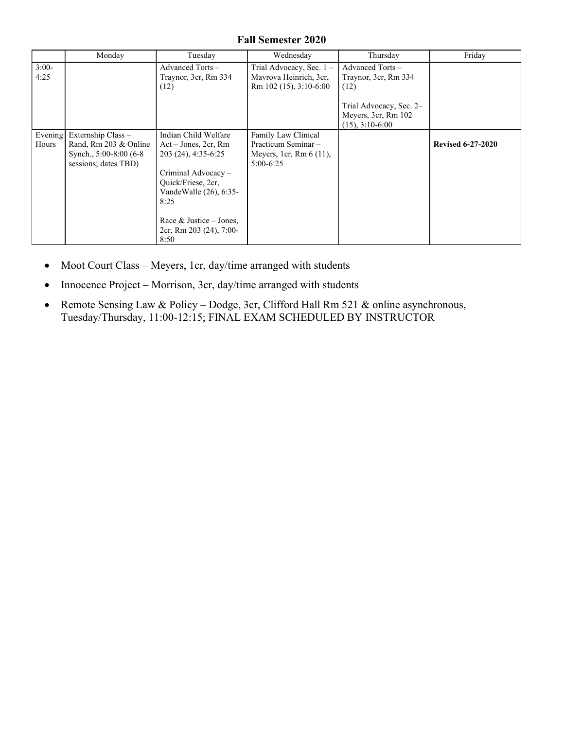## Fall Semester 2020

| | Monday | Tuesday | Wednesday | Thursday | Friday |
|---|---|---|---|---|---|
| 3:00-4:25 | | Advanced Torts – Traynor, 3cr, Rm 334 (12) | Trial Advocacy, Sec. 1 – Mavrova Heinrich, 3cr, Rm 102 (15), 3:10-6:00 | Advanced Torts – Traynor, 3cr, Rm 334 (12)<br><br>Trial Advocacy, Sec. 2– Meyers, 3cr, Rm 102 (15), 3:10-6:00 | |
| Evening Hours | Externship Class – Rand, Rm 203 & Online Synch., 5:00-8:00 (6-8 sessions; dates TBD) | Indian Child Welfare Act – Jones, 2cr, Rm 203 (24), 4:35-6:25<br><br>Criminal Advocacy – Quick/Friese, 2cr, VandeWalle (26), 6:35-8:25<br><br>Race & Justice – Jones, 2cr, Rm 203 (24), 7:00-8:50 | Family Law Clinical Practicum Seminar – Meyers, 1cr, Rm 6 (11), 5:00-6:25 | | **Revised 6-27-2020** |

- Moot Court Class – Meyers, 1cr, day/time arranged with students
- Innocence Project – Morrison, 3cr, day/time arranged with students
- Remote Sensing Law & Policy – Dodge, 3cr, Clifford Hall Rm 521 & online asynchronous, Tuesday/Thursday, 11:00-12:15; FINAL EXAM SCHEDULED BY INSTRUCTOR